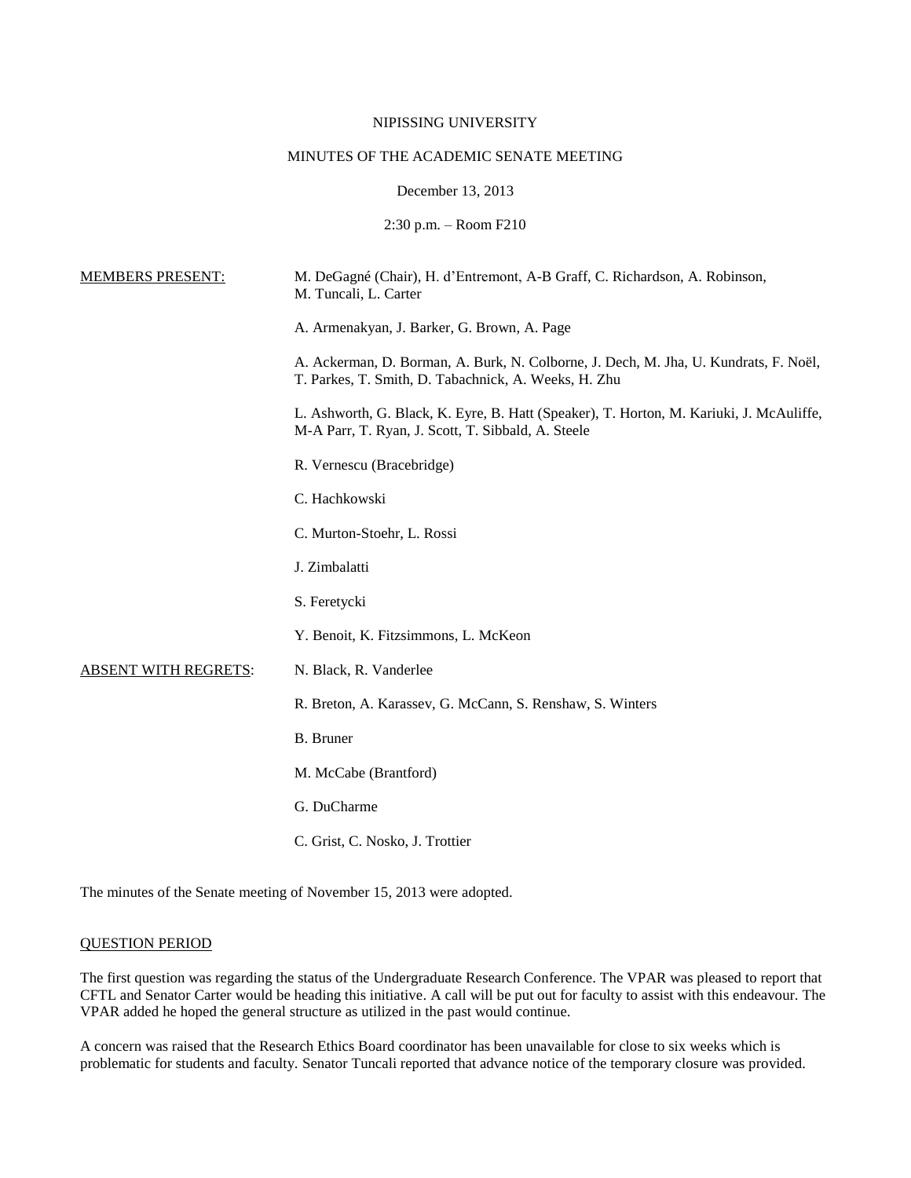NIPISSING UNIVERSITY

MINUTES OF THE ACADEMIC SENATE MEETING

December 13, 2013

2:30 p.m. – Room F210

| | |
|---|---|
| MEMBERS PRESENT: | M. DeGagné (Chair), H. d'Entremont, A-B Graff, C. Richardson, A. Robinson, M. Tuncali, L. Carter |
| | A. Armenakyan, J. Barker, G. Brown, A. Page |
| | A. Ackerman, D. Borman, A. Burk, N. Colborne, J. Dech, M. Jha, U. Kundrats, F. Noël, T. Parkes, T. Smith, D. Tabachnick, A. Weeks, H. Zhu |
| | L. Ashworth, G. Black, K. Eyre, B. Hatt (Speaker), T. Horton, M. Kariuki, J. McAuliffe, M-A Parr, T. Ryan, J. Scott, T. Sibbald, A. Steele |
| | R. Vernescu (Bracebridge) |
| | C. Hachkowski |
| | C. Murton-Stoehr, L. Rossi |
| | J. Zimbalatti |
| | S. Feretycki |
| | Y. Benoit, K. Fitzsimmons, L. McKeon |
| ABSENT WITH REGRETS: | N. Black, R. Vanderlee |
| | R. Breton, A. Karassev, G. McCann, S. Renshaw, S. Winters |
| | B. Bruner |
| | M. McCabe (Brantford) |
| | G. DuCharme |
| | C. Grist, C. Nosko, J. Trottier |

The minutes of the Senate meeting of November 15, 2013 were adopted.

## QUESTION PERIOD

The first question was regarding the status of the Undergraduate Research Conference. The VPAR was pleased to report that CFTL and Senator Carter would be heading this initiative. A call will be put out for faculty to assist with this endeavour. The VPAR added he hoped the general structure as utilized in the past would continue.

A concern was raised that the Research Ethics Board coordinator has been unavailable for close to six weeks which is problematic for students and faculty. Senator Tuncali reported that advance notice of the temporary closure was provided.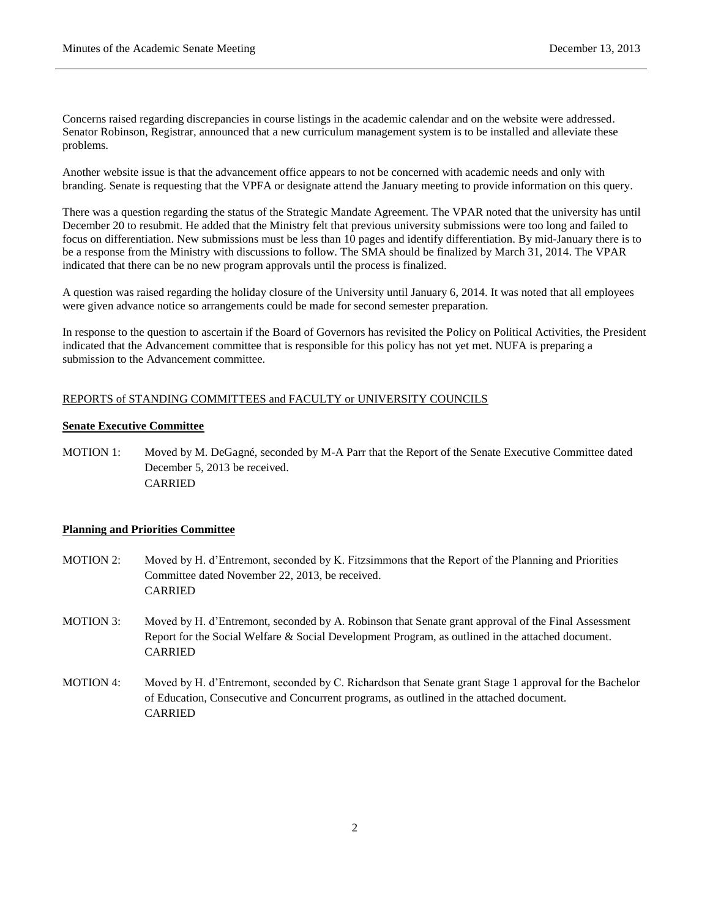Concerns raised regarding discrepancies in course listings in the academic calendar and on the website were addressed. Senator Robinson, Registrar, announced that a new curriculum management system is to be installed and alleviate these problems.

Another website issue is that the advancement office appears to not be concerned with academic needs and only with branding. Senate is requesting that the VPFA or designate attend the January meeting to provide information on this query.

There was a question regarding the status of the Strategic Mandate Agreement. The VPAR noted that the university has until December 20 to resubmit. He added that the Ministry felt that previous university submissions were too long and failed to focus on differentiation. New submissions must be less than 10 pages and identify differentiation. By mid-January there is to be a response from the Ministry with discussions to follow. The SMA should be finalized by March 31, 2014. The VPAR indicated that there can be no new program approvals until the process is finalized.

A question was raised regarding the holiday closure of the University until January 6, 2014. It was noted that all employees were given advance notice so arrangements could be made for second semester preparation.

In response to the question to ascertain if the Board of Governors has revisited the Policy on Political Activities, the President indicated that the Advancement committee that is responsible for this policy has not yet met. NUFA is preparing a submission to the Advancement committee.

## REPORTS of STANDING COMMITTEES and FACULTY or UNIVERSITY COUNCILS

### Senate Executive Committee

MOTION 1: Moved by M. DeGagné, seconded by M-A Parr that the Report of the Senate Executive Committee dated December 5, 2013 be received.
CARRIED

### Planning and Priorities Committee

MOTION 2: Moved by H. d'Entremont, seconded by K. Fitzsimmons that the Report of the Planning and Priorities Committee dated November 22, 2013, be received.
CARRIED

MOTION 3: Moved by H. d'Entremont, seconded by A. Robinson that Senate grant approval of the Final Assessment Report for the Social Welfare & Social Development Program, as outlined in the attached document.
CARRIED

MOTION 4: Moved by H. d'Entremont, seconded by C. Richardson that Senate grant Stage 1 approval for the Bachelor of Education, Consecutive and Concurrent programs, as outlined in the attached document.
CARRIED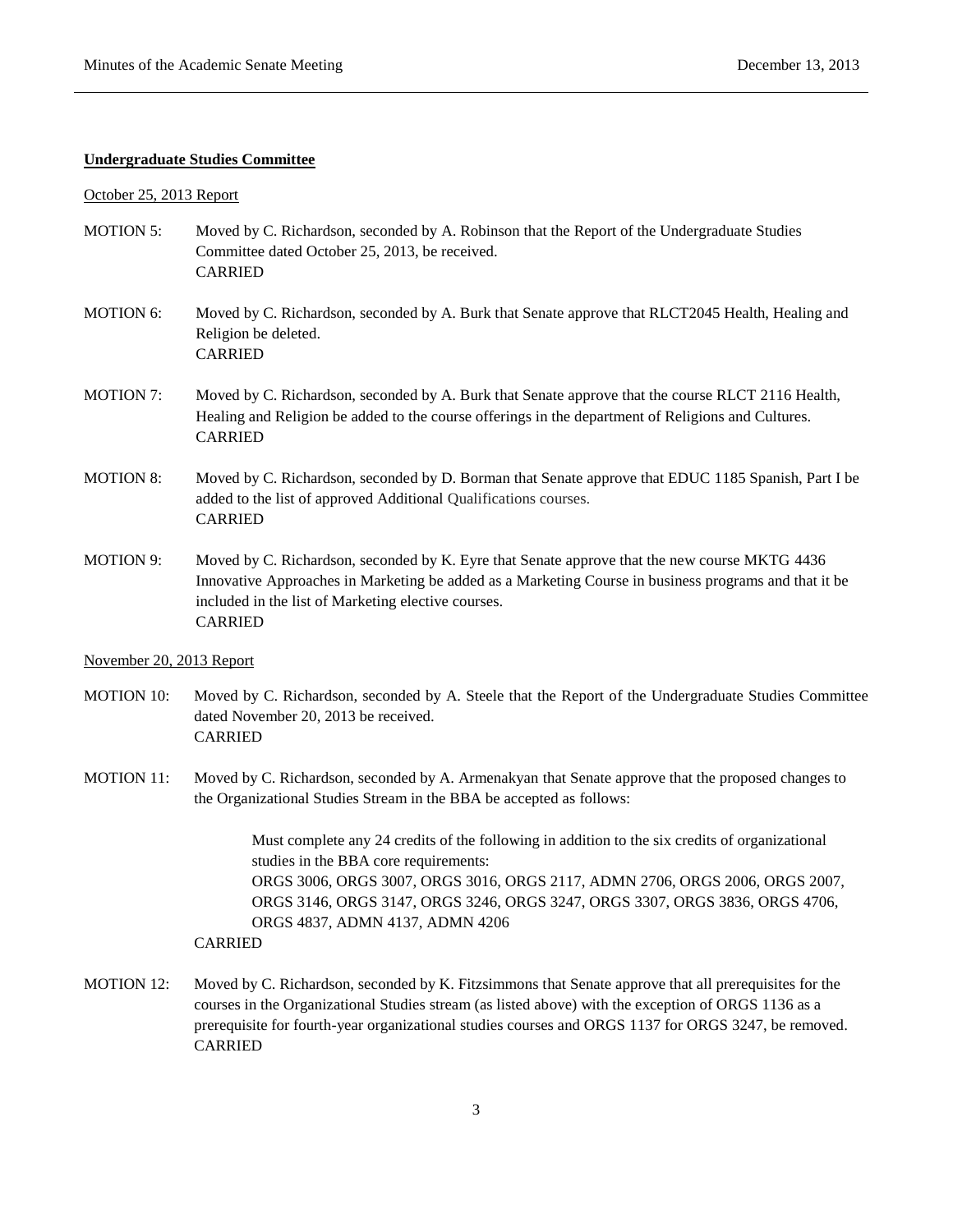**Undergraduate Studies Committee**

October 25, 2013 Report

MOTION 5: Moved by C. Richardson, seconded by A. Robinson that the Report of the Undergraduate Studies Committee dated October 25, 2013, be received.
CARRIED

MOTION 6: Moved by C. Richardson, seconded by A. Burk that Senate approve that RLCT2045 Health, Healing and Religion be deleted.
CARRIED

MOTION 7: Moved by C. Richardson, seconded by A. Burk that Senate approve that the course RLCT 2116 Health, Healing and Religion be added to the course offerings in the department of Religions and Cultures.
CARRIED

MOTION 8: Moved by C. Richardson, seconded by D. Borman that Senate approve that EDUC 1185 Spanish, Part I be added to the list of approved Additional Qualifications courses.
CARRIED

MOTION 9: Moved by C. Richardson, seconded by K. Eyre that Senate approve that the new course MKTG 4436 Innovative Approaches in Marketing be added as a Marketing Course in business programs and that it be included in the list of Marketing elective courses.
CARRIED

November 20, 2013 Report

MOTION 10: Moved by C. Richardson, seconded by A. Steele that the Report of the Undergraduate Studies Committee dated November 20, 2013 be received.
CARRIED

MOTION 11: Moved by C. Richardson, seconded by A. Armenakyan that Senate approve that the proposed changes to the Organizational Studies Stream in the BBA be accepted as follows:

> Must complete any 24 credits of the following in addition to the six credits of organizational studies in the BBA core requirements:
> ORGS 3006, ORGS 3007, ORGS 3016, ORGS 2117, ADMN 2706, ORGS 2006, ORGS 2007, ORGS 3146, ORGS 3147, ORGS 3246, ORGS 3247, ORGS 3307, ORGS 3836, ORGS 4706, ORGS 4837, ADMN 4137, ADMN 4206

CARRIED

MOTION 12: Moved by C. Richardson, seconded by K. Fitzsimmons that Senate approve that all prerequisites for the courses in the Organizational Studies stream (as listed above) with the exception of ORGS 1136 as a prerequisite for fourth-year organizational studies courses and ORGS 1137 for ORGS 3247, be removed.
CARRIED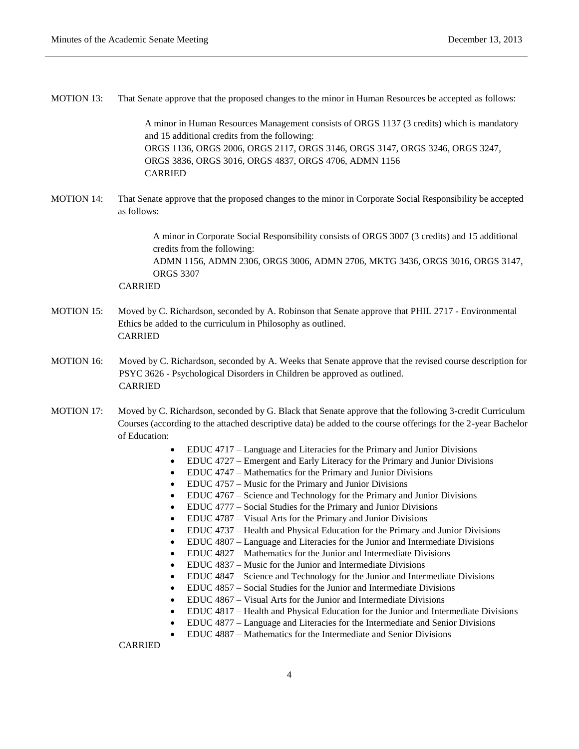MOTION 13: That Senate approve that the proposed changes to the minor in Human Resources be accepted as follows:

> A minor in Human Resources Management consists of ORGS 1137 (3 credits) which is mandatory and 15 additional credits from the following:
> ORGS 1136, ORGS 2006, ORGS 2117, ORGS 3146, ORGS 3147, ORGS 3246, ORGS 3247, ORGS 3836, ORGS 3016, ORGS 4837, ORGS 4706, ADMN 1156

CARRIED

MOTION 14: That Senate approve that the proposed changes to the minor in Corporate Social Responsibility be accepted as follows:

> A minor in Corporate Social Responsibility consists of ORGS 3007 (3 credits) and 15 additional credits from the following:
> ADMN 1156, ADMN 2306, ORGS 3006, ADMN 2706, MKTG 3436, ORGS 3016, ORGS 3147, ORGS 3307

CARRIED

MOTION 15: Moved by C. Richardson, seconded by A. Robinson that Senate approve that PHIL 2717 - Environmental Ethics be added to the curriculum in Philosophy as outlined.
CARRIED

MOTION 16: Moved by C. Richardson, seconded by A. Weeks that Senate approve that the revised course description for PSYC 3626 - Psychological Disorders in Children be approved as outlined.
CARRIED

MOTION 17: Moved by C. Richardson, seconded by G. Black that Senate approve that the following 3-credit Curriculum Courses (according to the attached descriptive data) be added to the course offerings for the 2-year Bachelor of Education:

- EDUC 4717 – Language and Literacies for the Primary and Junior Divisions
- EDUC 4727 – Emergent and Early Literacy for the Primary and Junior Divisions
- EDUC 4747 – Mathematics for the Primary and Junior Divisions
- EDUC 4757 – Music for the Primary and Junior Divisions
- EDUC 4767 – Science and Technology for the Primary and Junior Divisions
- EDUC 4777 – Social Studies for the Primary and Junior Divisions
- EDUC 4787 – Visual Arts for the Primary and Junior Divisions
- EDUC 4737 – Health and Physical Education for the Primary and Junior Divisions
- EDUC 4807 – Language and Literacies for the Junior and Intermediate Divisions
- EDUC 4827 – Mathematics for the Junior and Intermediate Divisions
- EDUC 4837 – Music for the Junior and Intermediate Divisions
- EDUC 4847 – Science and Technology for the Junior and Intermediate Divisions
- EDUC 4857 – Social Studies for the Junior and Intermediate Divisions
- EDUC 4867 – Visual Arts for the Junior and Intermediate Divisions
- EDUC 4817 – Health and Physical Education for the Junior and Intermediate Divisions
- EDUC 4877 – Language and Literacies for the Intermediate and Senior Divisions
- EDUC 4887 – Mathematics for the Intermediate and Senior Divisions

CARRIED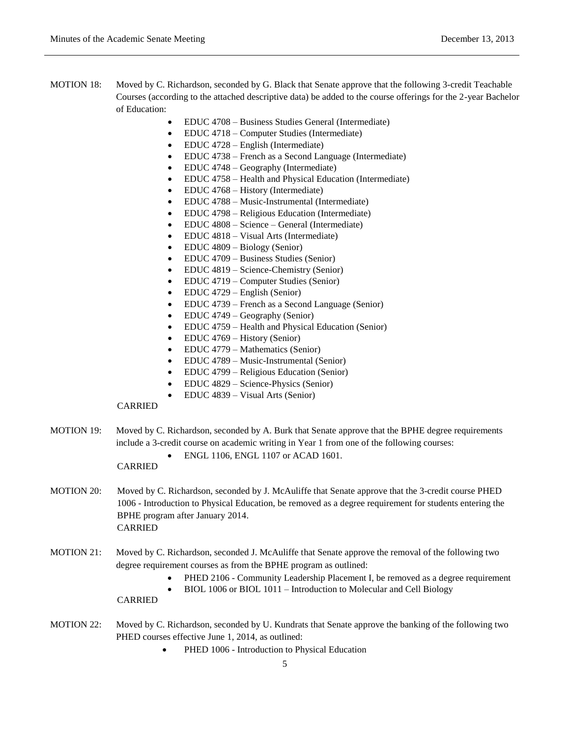MOTION 18: Moved by C. Richardson, seconded by G. Black that Senate approve that the following 3-credit Teachable Courses (according to the attached descriptive data) be added to the course offerings for the 2-year Bachelor of Education:

- EDUC 4708 – Business Studies General (Intermediate)
- EDUC 4718 – Computer Studies (Intermediate)
- EDUC 4728 – English (Intermediate)
- EDUC 4738 – French as a Second Language (Intermediate)
- EDUC 4748 – Geography (Intermediate)
- EDUC 4758 – Health and Physical Education (Intermediate)
- EDUC 4768 – History (Intermediate)
- EDUC 4788 – Music-Instrumental (Intermediate)
- EDUC 4798 – Religious Education (Intermediate)
- EDUC 4808 – Science – General (Intermediate)
- EDUC 4818 – Visual Arts (Intermediate)
- EDUC 4809 – Biology (Senior)
- EDUC 4709 – Business Studies (Senior)
- EDUC 4819 – Science-Chemistry (Senior)
- EDUC 4719 – Computer Studies (Senior)
- EDUC 4729 – English (Senior)
- EDUC 4739 – French as a Second Language (Senior)
- EDUC 4749 – Geography (Senior)
- EDUC 4759 – Health and Physical Education (Senior)
- EDUC 4769 – History (Senior)
- EDUC 4779 – Mathematics (Senior)
- EDUC 4789 – Music-Instrumental (Senior)
- EDUC 4799 – Religious Education (Senior)
- EDUC 4829 – Science-Physics (Senior)
- EDUC 4839 – Visual Arts (Senior)

CARRIED

MOTION 19: Moved by C. Richardson, seconded by A. Burk that Senate approve that the BPHE degree requirements include a 3-credit course on academic writing in Year 1 from one of the following courses:

- ENGL 1106, ENGL 1107 or ACAD 1601.

CARRIED

MOTION 20: Moved by C. Richardson, seconded by J. McAuliffe that Senate approve that the 3-credit course PHED 1006 - Introduction to Physical Education, be removed as a degree requirement for students entering the BPHE program after January 2014.
CARRIED

MOTION 21: Moved by C. Richardson, seconded J. McAuliffe that Senate approve the removal of the following two degree requirement courses as from the BPHE program as outlined:

- PHED 2106 - Community Leadership Placement I, be removed as a degree requirement
- BIOL 1006 or BIOL 1011 – Introduction to Molecular and Cell Biology

CARRIED

MOTION 22: Moved by C. Richardson, seconded by U. Kundrats that Senate approve the banking of the following two PHED courses effective June 1, 2014, as outlined:

- PHED 1006 - Introduction to Physical Education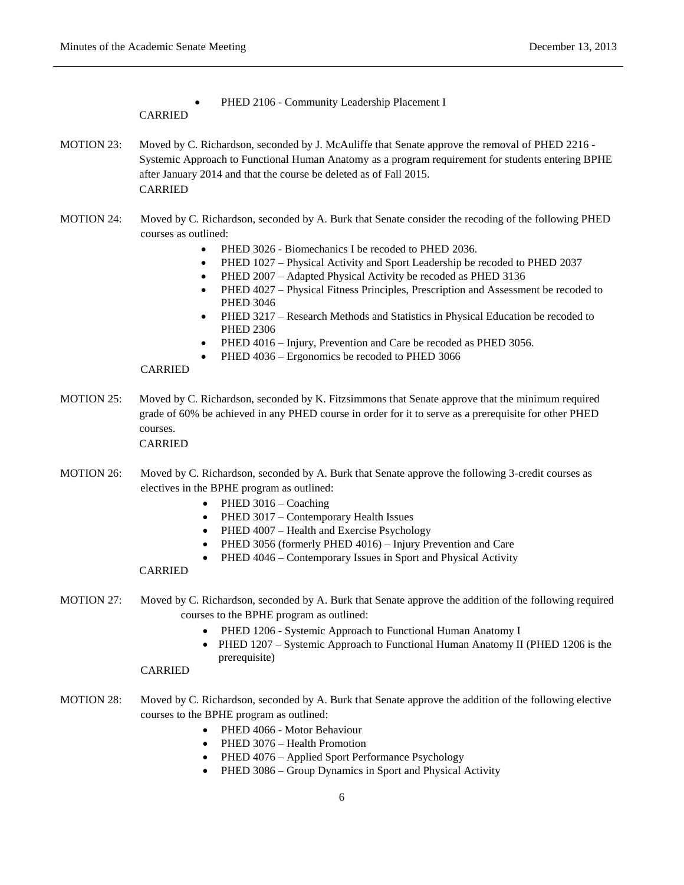- PHED 2106 - Community Leadership Placement I

CARRIED

MOTION 23: Moved by C. Richardson, seconded by J. McAuliffe that Senate approve the removal of PHED 2216 - Systemic Approach to Functional Human Anatomy as a program requirement for students entering BPHE after January 2014 and that the course be deleted as of Fall 2015.
CARRIED

MOTION 24: Moved by C. Richardson, seconded by A. Burk that Senate consider the recoding of the following PHED courses as outlined:

- PHED 3026 - Biomechanics I be recoded to PHED 2036.
- PHED 1027 – Physical Activity and Sport Leadership be recoded to PHED 2037
- PHED 2007 – Adapted Physical Activity be recoded as PHED 3136
- PHED 4027 – Physical Fitness Principles, Prescription and Assessment be recoded to PHED 3046
- PHED 3217 – Research Methods and Statistics in Physical Education be recoded to PHED 2306
- PHED 4016 – Injury, Prevention and Care be recoded as PHED 3056.
- PHED 4036 – Ergonomics be recoded to PHED 3066

CARRIED

MOTION 25: Moved by C. Richardson, seconded by K. Fitzsimmons that Senate approve that the minimum required grade of 60% be achieved in any PHED course in order for it to serve as a prerequisite for other PHED courses.
CARRIED

MOTION 26: Moved by C. Richardson, seconded by A. Burk that Senate approve the following 3-credit courses as electives in the BPHE program as outlined:

- PHED 3016 – Coaching
- PHED 3017 – Contemporary Health Issues
- PHED 4007 – Health and Exercise Psychology
- PHED 3056 (formerly PHED 4016) – Injury Prevention and Care
- PHED 4046 – Contemporary Issues in Sport and Physical Activity

CARRIED

MOTION 27: Moved by C. Richardson, seconded by A. Burk that Senate approve the addition of the following required courses to the BPHE program as outlined:

- PHED 1206 - Systemic Approach to Functional Human Anatomy I
- PHED 1207 – Systemic Approach to Functional Human Anatomy II (PHED 1206 is the prerequisite)

CARRIED

MOTION 28: Moved by C. Richardson, seconded by A. Burk that Senate approve the addition of the following elective courses to the BPHE program as outlined:

- PHED 4066 - Motor Behaviour
- PHED 3076 – Health Promotion
- PHED 4076 – Applied Sport Performance Psychology
- PHED 3086 – Group Dynamics in Sport and Physical Activity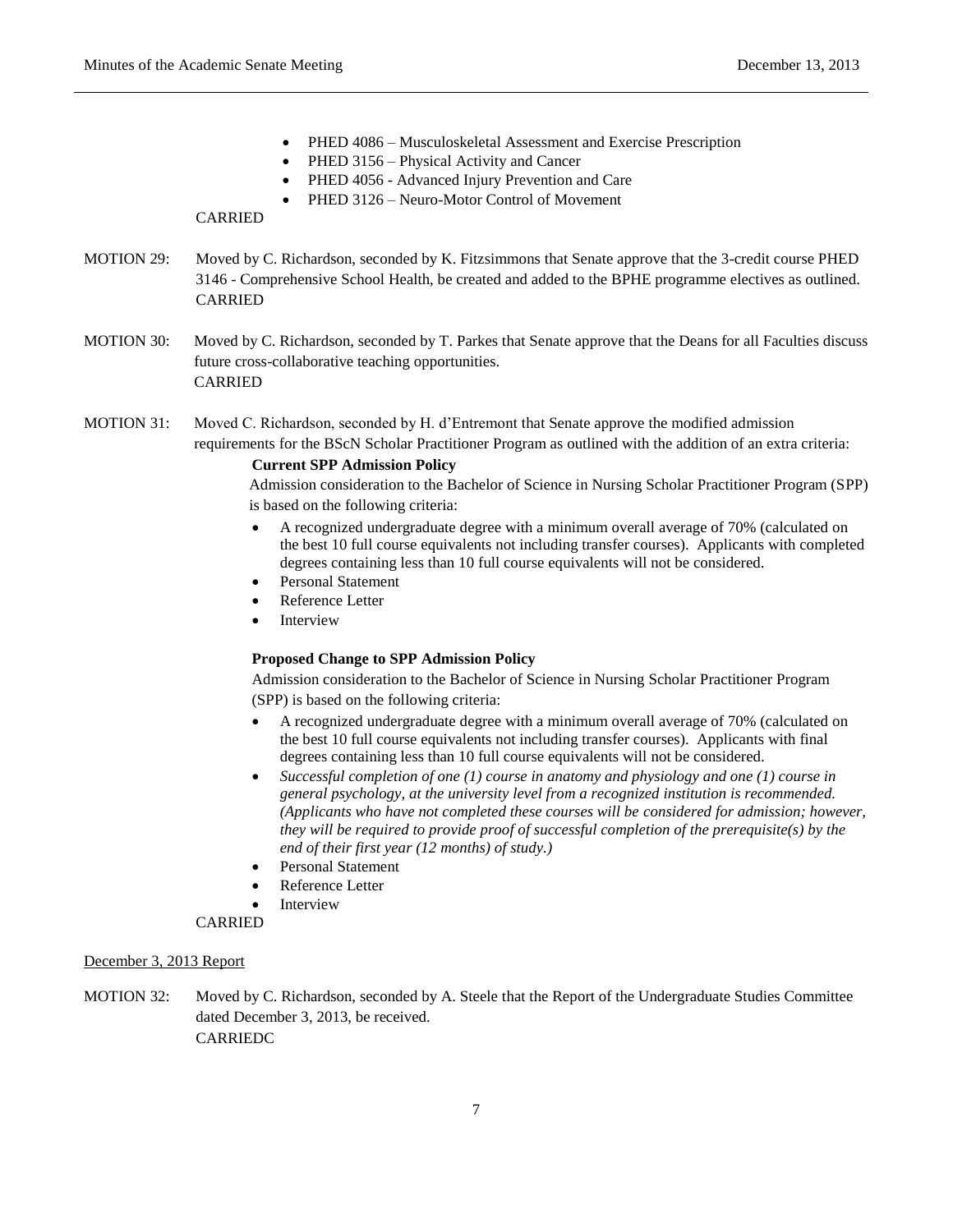- PHED 4086 – Musculoskeletal Assessment and Exercise Prescription
- PHED 3156 – Physical Activity and Cancer
- PHED 4056 - Advanced Injury Prevention and Care
- PHED 3126 – Neuro-Motor Control of Movement

CARRIED

MOTION 29: Moved by C. Richardson, seconded by K. Fitzsimmons that Senate approve that the 3-credit course PHED 3146 - Comprehensive School Health, be created and added to the BPHE programme electives as outlined.
CARRIED

MOTION 30: Moved by C. Richardson, seconded by T. Parkes that Senate approve that the Deans for all Faculties discuss future cross-collaborative teaching opportunities.
CARRIED

MOTION 31: Moved C. Richardson, seconded by H. d'Entremont that Senate approve the modified admission requirements for the BScN Scholar Practitioner Program as outlined with the addition of an extra criteria:

**Current SPP Admission Policy**

Admission consideration to the Bachelor of Science in Nursing Scholar Practitioner Program (SPP) is based on the following criteria:

- A recognized undergraduate degree with a minimum overall average of 70% (calculated on the best 10 full course equivalents not including transfer courses). Applicants with completed degrees containing less than 10 full course equivalents will not be considered.
- Personal Statement
- Reference Letter
- Interview

**Proposed Change to SPP Admission Policy**

Admission consideration to the Bachelor of Science in Nursing Scholar Practitioner Program (SPP) is based on the following criteria:

- A recognized undergraduate degree with a minimum overall average of 70% (calculated on the best 10 full course equivalents not including transfer courses). Applicants with final degrees containing less than 10 full course equivalents will not be considered.
- *Successful completion of one (1) course in anatomy and physiology and one (1) course in general psychology, at the university level from a recognized institution is recommended. (Applicants who have not completed these courses will be considered for admission; however, they will be required to provide proof of successful completion of the prerequisite(s) by the end of their first year (12 months) of study.)*
- Personal Statement
- Reference Letter
- Interview

CARRIED

December 3, 2013 Report

MOTION 32: Moved by C. Richardson, seconded by A. Steele that the Report of the Undergraduate Studies Committee dated December 3, 2013, be received.
CARRIEDC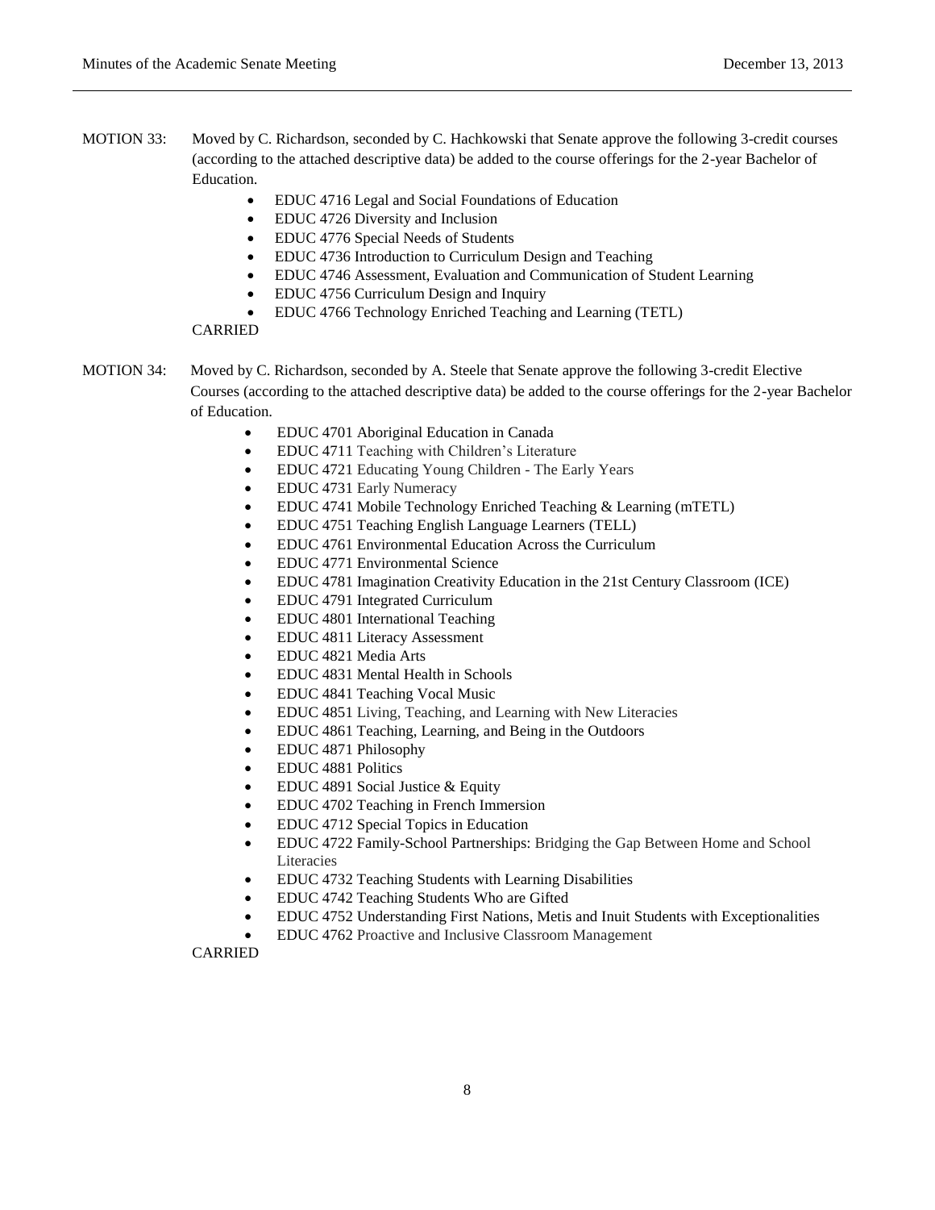MOTION 33: Moved by C. Richardson, seconded by C. Hachkowski that Senate approve the following 3-credit courses (according to the attached descriptive data) be added to the course offerings for the 2-year Bachelor of Education.

- EDUC 4716 Legal and Social Foundations of Education
- EDUC 4726 Diversity and Inclusion
- EDUC 4776 Special Needs of Students
- EDUC 4736 Introduction to Curriculum Design and Teaching
- EDUC 4746 Assessment, Evaluation and Communication of Student Learning
- EDUC 4756 Curriculum Design and Inquiry
- EDUC 4766 Technology Enriched Teaching and Learning (TETL)

CARRIED

MOTION 34: Moved by C. Richardson, seconded by A. Steele that Senate approve the following 3-credit Elective Courses (according to the attached descriptive data) be added to the course offerings for the 2-year Bachelor of Education.

- EDUC 4701 Aboriginal Education in Canada
- EDUC 4711 Teaching with Children's Literature
- EDUC 4721 Educating Young Children - The Early Years
- EDUC 4731 Early Numeracy
- EDUC 4741 Mobile Technology Enriched Teaching & Learning (mTETL)
- EDUC 4751 Teaching English Language Learners (TELL)
- EDUC 4761 Environmental Education Across the Curriculum
- EDUC 4771 Environmental Science
- EDUC 4781 Imagination Creativity Education in the 21st Century Classroom (ICE)
- EDUC 4791 Integrated Curriculum
- EDUC 4801 International Teaching
- EDUC 4811 Literacy Assessment
- EDUC 4821 Media Arts
- EDUC 4831 Mental Health in Schools
- EDUC 4841 Teaching Vocal Music
- EDUC 4851 Living, Teaching, and Learning with New Literacies
- EDUC 4861 Teaching, Learning, and Being in the Outdoors
- EDUC 4871 Philosophy
- EDUC 4881 Politics
- EDUC 4891 Social Justice & Equity
- EDUC 4702 Teaching in French Immersion
- EDUC 4712 Special Topics in Education
- EDUC 4722 Family-School Partnerships: Bridging the Gap Between Home and School Literacies
- EDUC 4732 Teaching Students with Learning Disabilities
- EDUC 4742 Teaching Students Who are Gifted
- EDUC 4752 Understanding First Nations, Metis and Inuit Students with Exceptionalities
- EDUC 4762 Proactive and Inclusive Classroom Management

CARRIED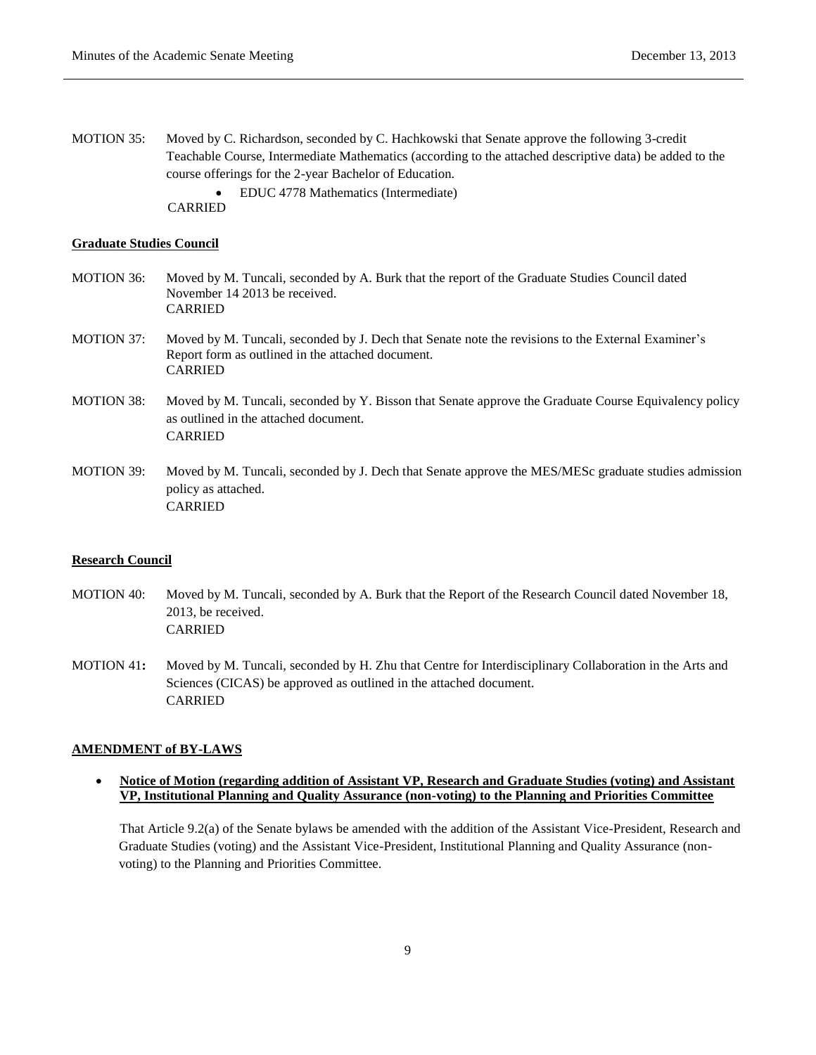MOTION 35: Moved by C. Richardson, seconded by C. Hachkowski that Senate approve the following 3-credit Teachable Course, Intermediate Mathematics (according to the attached descriptive data) be added to the course offerings for the 2-year Bachelor of Education.

- EDUC 4778 Mathematics (Intermediate)

CARRIED

**Graduate Studies Council**

MOTION 36: Moved by M. Tuncali, seconded by A. Burk that the report of the Graduate Studies Council dated November 14 2013 be received.
CARRIED

MOTION 37: Moved by M. Tuncali, seconded by J. Dech that Senate note the revisions to the External Examiner's Report form as outlined in the attached document.
CARRIED

MOTION 38: Moved by M. Tuncali, seconded by Y. Bisson that Senate approve the Graduate Course Equivalency policy as outlined in the attached document.
CARRIED

MOTION 39: Moved by M. Tuncali, seconded by J. Dech that Senate approve the MES/MESc graduate studies admission policy as attached.
CARRIED

**Research Council**

MOTION 40: Moved by M. Tuncali, seconded by A. Burk that the Report of the Research Council dated November 18, 2013, be received.
CARRIED

MOTION 41**:** Moved by M. Tuncali, seconded by H. Zhu that Centre for Interdisciplinary Collaboration in the Arts and Sciences (CICAS) be approved as outlined in the attached document.
CARRIED

**AMENDMENT of BY-LAWS**

- **Notice of Motion (regarding addition of Assistant VP, Research and Graduate Studies (voting) and Assistant VP, Institutional Planning and Quality Assurance (non-voting) to the Planning and Priorities Committee**

That Article 9.2(a) of the Senate bylaws be amended with the addition of the Assistant Vice-President, Research and Graduate Studies (voting) and the Assistant Vice-President, Institutional Planning and Quality Assurance (non-voting) to the Planning and Priorities Committee.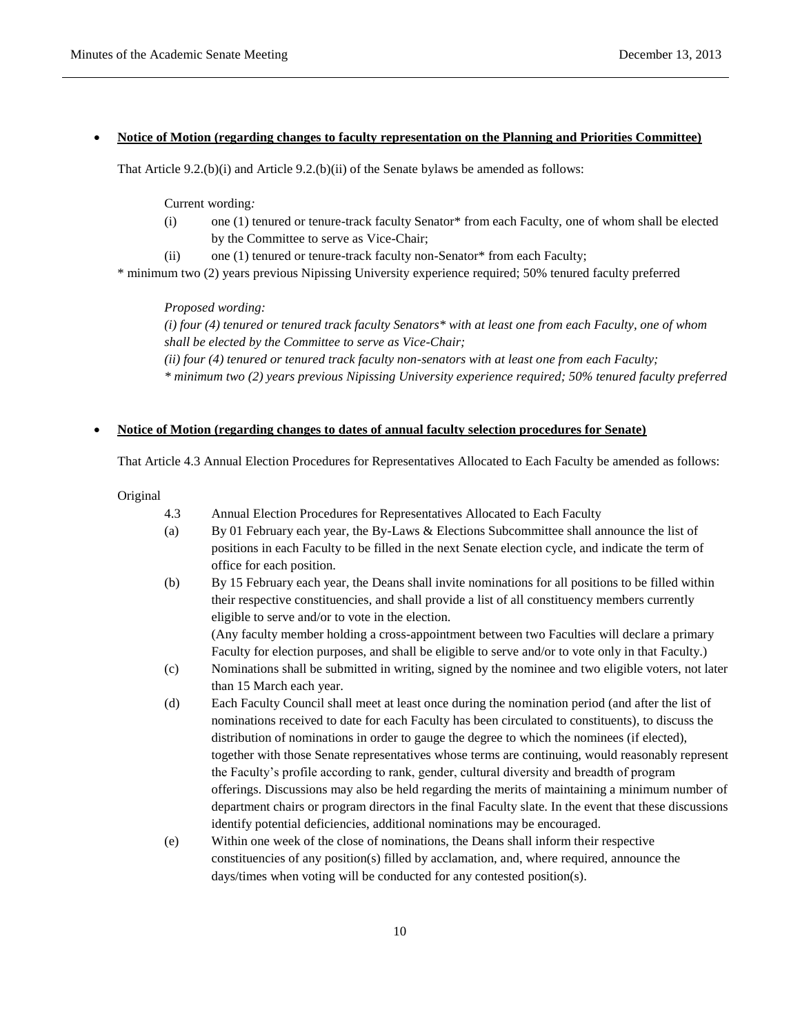- **Notice of Motion (regarding changes to faculty representation on the Planning and Priorities Committee)**

That Article 9.2.(b)(i) and Article 9.2.(b)(ii) of the Senate bylaws be amended as follows:

Current wording*:*

(i) one (1) tenured or tenure-track faculty Senator* from each Faculty, one of whom shall be elected by the Committee to serve as Vice-Chair;

(ii) one (1) tenured or tenure-track faculty non-Senator* from each Faculty;

\* minimum two (2) years previous Nipissing University experience required; 50% tenured faculty preferred

*Proposed wording:*

*(i) four (4) tenured or tenured track faculty Senators* with at least one from each Faculty, one of whom shall be elected by the Committee to serve as Vice-Chair;*

*(ii) four (4) tenured or tenured track faculty non-senators with at least one from each Faculty;*

*\* minimum two (2) years previous Nipissing University experience required; 50% tenured faculty preferred*

- **Notice of Motion (regarding changes to dates of annual faculty selection procedures for Senate)**

That Article 4.3 Annual Election Procedures for Representatives Allocated to Each Faculty be amended as follows:

Original

4.3 Annual Election Procedures for Representatives Allocated to Each Faculty

(a) By 01 February each year, the By-Laws & Elections Subcommittee shall announce the list of positions in each Faculty to be filled in the next Senate election cycle, and indicate the term of office for each position.

(b) By 15 February each year, the Deans shall invite nominations for all positions to be filled within their respective constituencies, and shall provide a list of all constituency members currently eligible to serve and/or to vote in the election.
(Any faculty member holding a cross-appointment between two Faculties will declare a primary Faculty for election purposes, and shall be eligible to serve and/or to vote only in that Faculty.)

(c) Nominations shall be submitted in writing, signed by the nominee and two eligible voters, not later than 15 March each year.

(d) Each Faculty Council shall meet at least once during the nomination period (and after the list of nominations received to date for each Faculty has been circulated to constituents), to discuss the distribution of nominations in order to gauge the degree to which the nominees (if elected), together with those Senate representatives whose terms are continuing, would reasonably represent the Faculty's profile according to rank, gender, cultural diversity and breadth of program offerings. Discussions may also be held regarding the merits of maintaining a minimum number of department chairs or program directors in the final Faculty slate. In the event that these discussions identify potential deficiencies, additional nominations may be encouraged.

(e) Within one week of the close of nominations, the Deans shall inform their respective constituencies of any position(s) filled by acclamation, and, where required, announce the days/times when voting will be conducted for any contested position(s).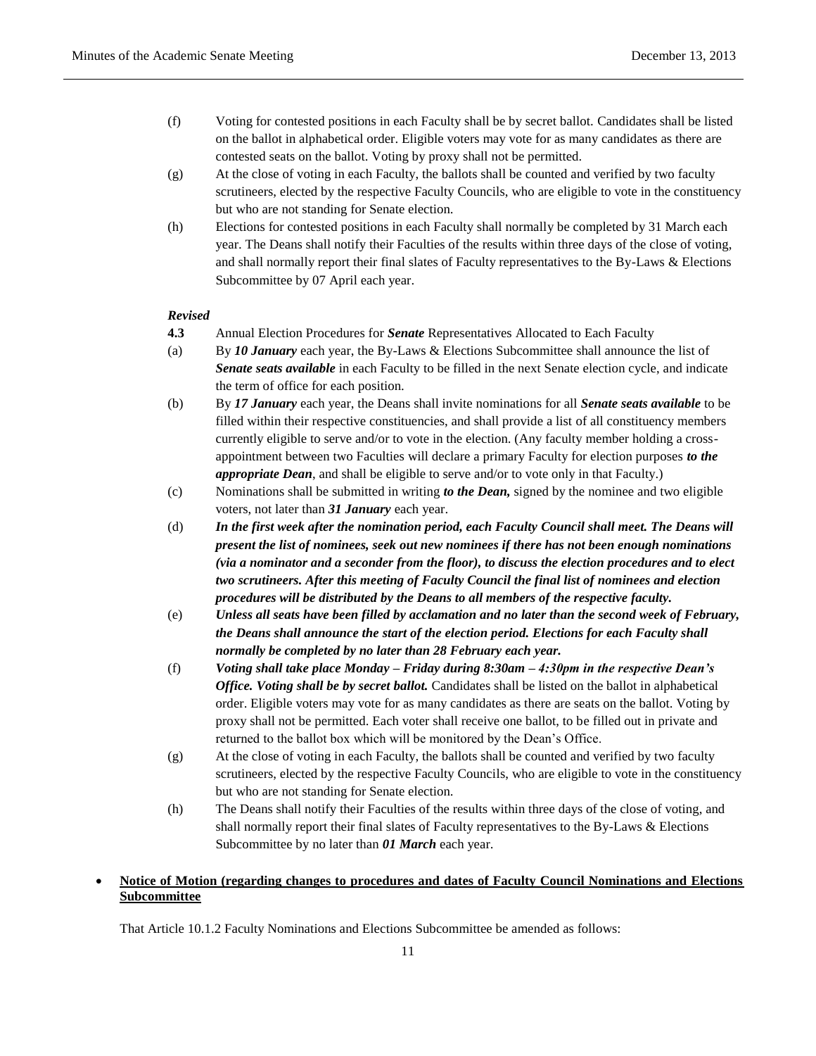(f) Voting for contested positions in each Faculty shall be by secret ballot. Candidates shall be listed on the ballot in alphabetical order. Eligible voters may vote for as many candidates as there are contested seats on the ballot. Voting by proxy shall not be permitted.

(g) At the close of voting in each Faculty, the ballots shall be counted and verified by two faculty scrutineers, elected by the respective Faculty Councils, who are eligible to vote in the constituency but who are not standing for Senate election.

(h) Elections for contested positions in each Faculty shall normally be completed by 31 March each year. The Deans shall notify their Faculties of the results within three days of the close of voting, and shall normally report their final slates of Faculty representatives to the By-Laws & Elections Subcommittee by 07 April each year.

***Revised***

**4.3** Annual Election Procedures for ***Senate*** Representatives Allocated to Each Faculty

(a) By ***10 January*** each year, the By-Laws & Elections Subcommittee shall announce the list of ***Senate seats available*** in each Faculty to be filled in the next Senate election cycle, and indicate the term of office for each position.

(b) By ***17 January*** each year, the Deans shall invite nominations for all ***Senate seats available*** to be filled within their respective constituencies, and shall provide a list of all constituency members currently eligible to serve and/or to vote in the election. (Any faculty member holding a cross-appointment between two Faculties will declare a primary Faculty for election purposes ***to the appropriate Dean***, and shall be eligible to serve and/or to vote only in that Faculty.)

(c) Nominations shall be submitted in writing ***to the Dean,*** signed by the nominee and two eligible voters, not later than ***31 January*** each year.

(d) ***In the first week after the nomination period, each Faculty Council shall meet. The Deans will present the list of nominees, seek out new nominees if there has not been enough nominations (via a nominator and a seconder from the floor), to discuss the election procedures and to elect two scrutineers. After this meeting of Faculty Council the final list of nominees and election procedures will be distributed by the Deans to all members of the respective faculty.***

(e) ***Unless all seats have been filled by acclamation and no later than the second week of February, the Deans shall announce the start of the election period. Elections for each Faculty shall normally be completed by no later than 28 February each year.***

(f) ***Voting shall take place Monday – Friday during 8:30am – 4:30pm in the respective Dean's Office. Voting shall be by secret ballot.*** Candidates shall be listed on the ballot in alphabetical order. Eligible voters may vote for as many candidates as there are seats on the ballot. Voting by proxy shall not be permitted. Each voter shall receive one ballot, to be filled out in private and returned to the ballot box which will be monitored by the Dean's Office.

(g) At the close of voting in each Faculty, the ballots shall be counted and verified by two faculty scrutineers, elected by the respective Faculty Councils, who are eligible to vote in the constituency but who are not standing for Senate election.

(h) The Deans shall notify their Faculties of the results within three days of the close of voting, and shall normally report their final slates of Faculty representatives to the By-Laws & Elections Subcommittee by no later than ***01 March*** each year.

- **<u>Notice of Motion (regarding changes to procedures and dates of Faculty Council Nominations and Elections Subcommittee</u>**

That Article 10.1.2 Faculty Nominations and Elections Subcommittee be amended as follows: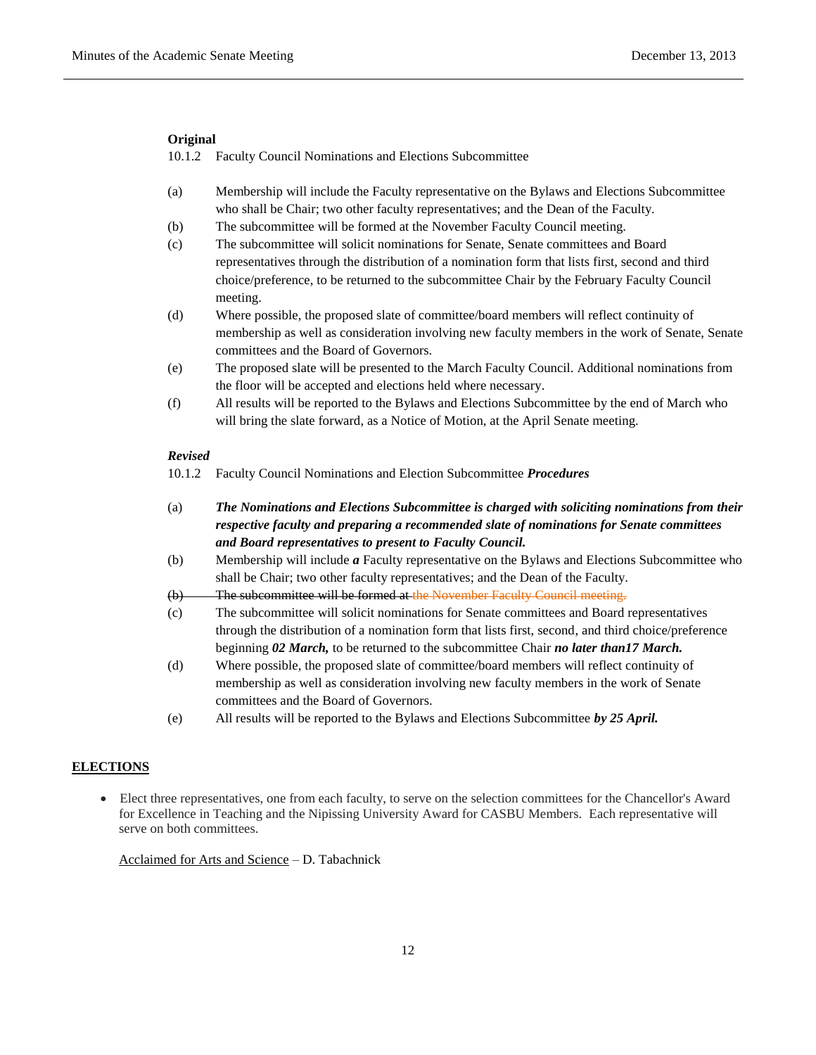**Original**

10.1.2 Faculty Council Nominations and Elections Subcommittee

(a) Membership will include the Faculty representative on the Bylaws and Elections Subcommittee who shall be Chair; two other faculty representatives; and the Dean of the Faculty.

(b) The subcommittee will be formed at the November Faculty Council meeting.

(c) The subcommittee will solicit nominations for Senate, Senate committees and Board representatives through the distribution of a nomination form that lists first, second and third choice/preference, to be returned to the subcommittee Chair by the February Faculty Council meeting.

(d) Where possible, the proposed slate of committee/board members will reflect continuity of membership as well as consideration involving new faculty members in the work of Senate, Senate committees and the Board of Governors.

(e) The proposed slate will be presented to the March Faculty Council. Additional nominations from the floor will be accepted and elections held where necessary.

(f) All results will be reported to the Bylaws and Elections Subcommittee by the end of March who will bring the slate forward, as a Notice of Motion, at the April Senate meeting.

***Revised***

10.1.2 Faculty Council Nominations and Election Subcommittee ***Procedures***

(a) ***The Nominations and Elections Subcommittee is charged with soliciting nominations from their respective faculty and preparing a recommended slate of nominations for Senate committees and Board representatives to present to Faculty Council.***

(b) Membership will include ***a*** Faculty representative on the Bylaws and Elections Subcommittee who shall be Chair; two other faculty representatives; and the Dean of the Faculty.

~~(b) The subcommittee will be formed at the November Faculty Council meeting.~~

(c) The subcommittee will solicit nominations for Senate committees and Board representatives through the distribution of a nomination form that lists first, second, and third choice/preference beginning ***02 March,*** to be returned to the subcommittee Chair ***no later than17 March.***

(d) Where possible, the proposed slate of committee/board members will reflect continuity of membership as well as consideration involving new faculty members in the work of Senate committees and the Board of Governors.

(e) All results will be reported to the Bylaws and Elections Subcommittee ***by 25 April.***

## ELECTIONS

- Elect three representatives, one from each faculty, to serve on the selection committees for the Chancellor's Award for Excellence in Teaching and the Nipissing University Award for CASBU Members. Each representative will serve on both committees.

  Acclaimed for Arts and Science – D. Tabachnick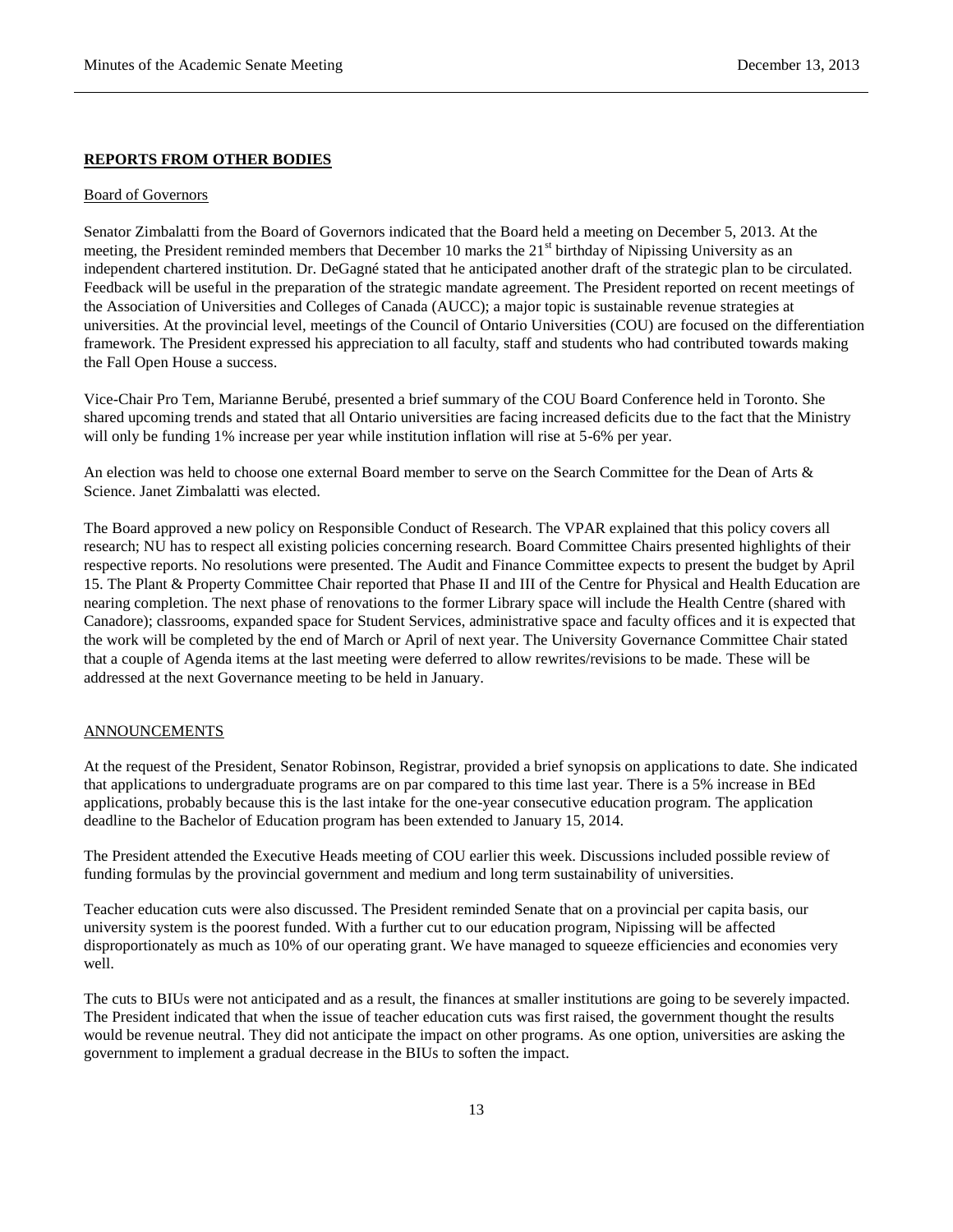## **REPORTS FROM OTHER BODIES**

Board of Governors

Senator Zimbalatti from the Board of Governors indicated that the Board held a meeting on December 5, 2013. At the meeting, the President reminded members that December 10 marks the 21st birthday of Nipissing University as an independent chartered institution. Dr. DeGagné stated that he anticipated another draft of the strategic plan to be circulated. Feedback will be useful in the preparation of the strategic mandate agreement. The President reported on recent meetings of the Association of Universities and Colleges of Canada (AUCC); a major topic is sustainable revenue strategies at universities. At the provincial level, meetings of the Council of Ontario Universities (COU) are focused on the differentiation framework. The President expressed his appreciation to all faculty, staff and students who had contributed towards making the Fall Open House a success.

Vice-Chair Pro Tem, Marianne Berubé, presented a brief summary of the COU Board Conference held in Toronto. She shared upcoming trends and stated that all Ontario universities are facing increased deficits due to the fact that the Ministry will only be funding 1% increase per year while institution inflation will rise at 5-6% per year.

An election was held to choose one external Board member to serve on the Search Committee for the Dean of Arts & Science. Janet Zimbalatti was elected.

The Board approved a new policy on Responsible Conduct of Research. The VPAR explained that this policy covers all research; NU has to respect all existing policies concerning research. Board Committee Chairs presented highlights of their respective reports. No resolutions were presented. The Audit and Finance Committee expects to present the budget by April 15. The Plant & Property Committee Chair reported that Phase II and III of the Centre for Physical and Health Education are nearing completion. The next phase of renovations to the former Library space will include the Health Centre (shared with Canadore); classrooms, expanded space for Student Services, administrative space and faculty offices and it is expected that the work will be completed by the end of March or April of next year. The University Governance Committee Chair stated that a couple of Agenda items at the last meeting were deferred to allow rewrites/revisions to be made. These will be addressed at the next Governance meeting to be held in January.

ANNOUNCEMENTS

At the request of the President, Senator Robinson, Registrar, provided a brief synopsis on applications to date. She indicated that applications to undergraduate programs are on par compared to this time last year. There is a 5% increase in BEd applications, probably because this is the last intake for the one-year consecutive education program. The application deadline to the Bachelor of Education program has been extended to January 15, 2014.

The President attended the Executive Heads meeting of COU earlier this week. Discussions included possible review of funding formulas by the provincial government and medium and long term sustainability of universities.

Teacher education cuts were also discussed. The President reminded Senate that on a provincial per capita basis, our university system is the poorest funded. With a further cut to our education program, Nipissing will be affected disproportionately as much as 10% of our operating grant. We have managed to squeeze efficiencies and economies very well.

The cuts to BIUs were not anticipated and as a result, the finances at smaller institutions are going to be severely impacted. The President indicated that when the issue of teacher education cuts was first raised, the government thought the results would be revenue neutral. They did not anticipate the impact on other programs. As one option, universities are asking the government to implement a gradual decrease in the BIUs to soften the impact.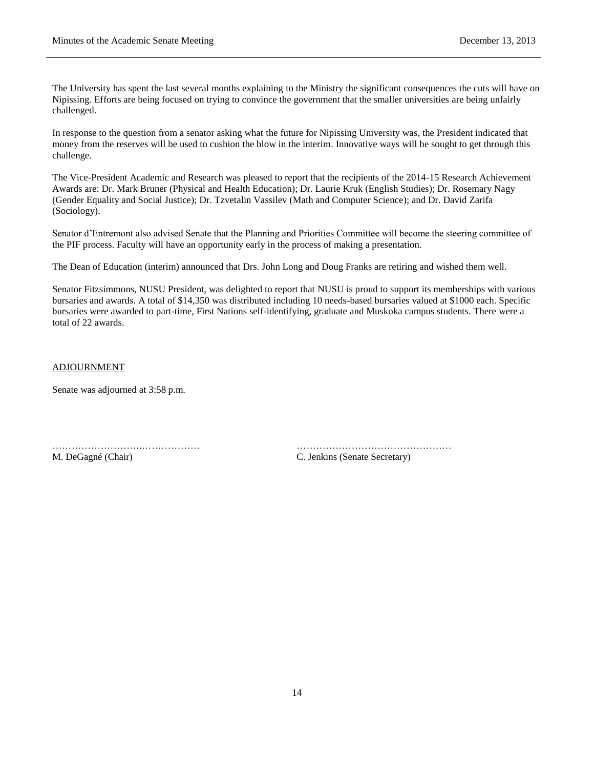The University has spent the last several months explaining to the Ministry the significant consequences the cuts will have on Nipissing. Efforts are being focused on trying to convince the government that the smaller universities are being unfairly challenged.

In response to the question from a senator asking what the future for Nipissing University was, the President indicated that money from the reserves will be used to cushion the blow in the interim. Innovative ways will be sought to get through this challenge.

The Vice-President Academic and Research was pleased to report that the recipients of the 2014-15 Research Achievement Awards are: Dr. Mark Bruner (Physical and Health Education); Dr. Laurie Kruk (English Studies); Dr. Rosemary Nagy (Gender Equality and Social Justice); Dr. Tzvetalin Vassilev (Math and Computer Science); and Dr. David Zarifa (Sociology).

Senator d'Entremont also advised Senate that the Planning and Priorities Committee will become the steering committee of the PIF process. Faculty will have an opportunity early in the process of making a presentation.

The Dean of Education (interim) announced that Drs. John Long and Doug Franks are retiring and wished them well.

Senator Fitzsimmons, NUSU President, was delighted to report that NUSU is proud to support its memberships with various bursaries and awards. A total of $14,350 was distributed including 10 needs-based bursaries valued at $1000 each. Specific bursaries were awarded to part-time, First Nations self-identifying, graduate and Muskoka campus students. There were a total of 22 awards.

ADJOURNMENT

Senate was adjourned at 3:58 p.m.

……………………….………………
M. DeGagné (Chair)

…………………………………………
C. Jenkins (Senate Secretary)